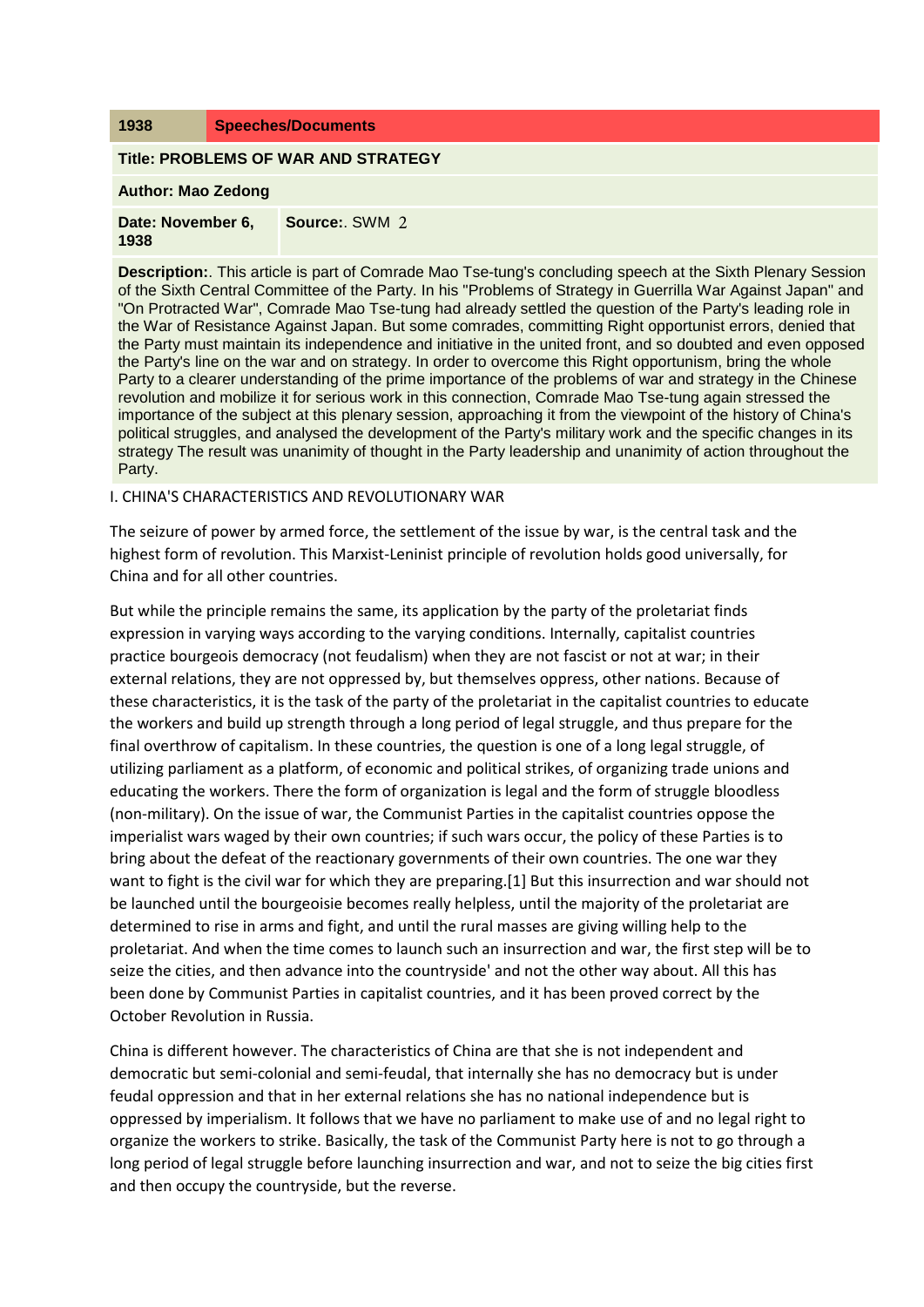| 1938 | Speeches/Documents |
| --- | --- |

**Title: PROBLEMS OF WAR AND STRATEGY**

**Author: Mao Zedong**

| Date: November 6, 1938 | Source:. SWM 2 |
| --- | --- |

**Description:**. This article is part of Comrade Mao Tse-tung's concluding speech at the Sixth Plenary Session of the Sixth Central Committee of the Party. In his "Problems of Strategy in Guerrilla War Against Japan" and "On Protracted War", Comrade Mao Tse-tung had already settled the question of the Party's leading role in the War of Resistance Against Japan. But some comrades, committing Right opportunist errors, denied that the Party must maintain its independence and initiative in the united front, and so doubted and even opposed the Party's line on the war and on strategy. In order to overcome this Right opportunism, bring the whole Party to a clearer understanding of the prime importance of the problems of war and strategy in the Chinese revolution and mobilize it for serious work in this connection, Comrade Mao Tse-tung again stressed the importance of the subject at this plenary session, approaching it from the viewpoint of the history of China's political struggles, and analysed the development of the Party's military work and the specific changes in its strategy The result was unanimity of thought in the Party leadership and unanimity of action throughout the Party.

## I. CHINA'S CHARACTERISTICS AND REVOLUTIONARY WAR

The seizure of power by armed force, the settlement of the issue by war, is the central task and the highest form of revolution. This Marxist-Leninist principle of revolution holds good universally, for China and for all other countries.

But while the principle remains the same, its application by the party of the proletariat finds expression in varying ways according to the varying conditions. Internally, capitalist countries practice bourgeois democracy (not feudalism) when they are not fascist or not at war; in their external relations, they are not oppressed by, but themselves oppress, other nations. Because of these characteristics, it is the task of the party of the proletariat in the capitalist countries to educate the workers and build up strength through a long period of legal struggle, and thus prepare for the final overthrow of capitalism. In these countries, the question is one of a long legal struggle, of utilizing parliament as a platform, of economic and political strikes, of organizing trade unions and educating the workers. There the form of organization is legal and the form of struggle bloodless (non-military). On the issue of war, the Communist Parties in the capitalist countries oppose the imperialist wars waged by their own countries; if such wars occur, the policy of these Parties is to bring about the defeat of the reactionary governments of their own countries. The one war they want to fight is the civil war for which they are preparing.[1] But this insurrection and war should not be launched until the bourgeoisie becomes really helpless, until the majority of the proletariat are determined to rise in arms and fight, and until the rural masses are giving willing help to the proletariat. And when the time comes to launch such an insurrection and war, the first step will be to seize the cities, and then advance into the countryside' and not the other way about. All this has been done by Communist Parties in capitalist countries, and it has been proved correct by the October Revolution in Russia.

China is different however. The characteristics of China are that she is not independent and democratic but semi-colonial and semi-feudal, that internally she has no democracy but is under feudal oppression and that in her external relations she has no national independence but is oppressed by imperialism. It follows that we have no parliament to make use of and no legal right to organize the workers to strike. Basically, the task of the Communist Party here is not to go through a long period of legal struggle before launching insurrection and war, and not to seize the big cities first and then occupy the countryside, but the reverse.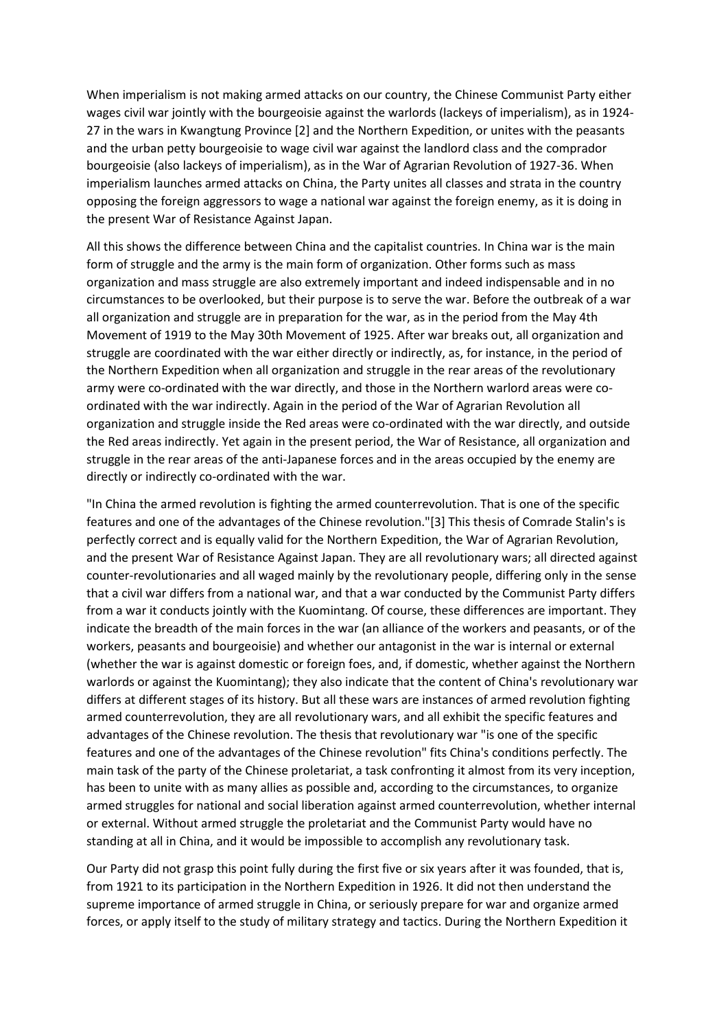When imperialism is not making armed attacks on our country, the Chinese Communist Party either wages civil war jointly with the bourgeoisie against the warlords (lackeys of imperialism), as in 1924-27 in the wars in Kwangtung Province [2] and the Northern Expedition, or unites with the peasants and the urban petty bourgeoisie to wage civil war against the landlord class and the comprador bourgeoisie (also lackeys of imperialism), as in the War of Agrarian Revolution of 1927-36. When imperialism launches armed attacks on China, the Party unites all classes and strata in the country opposing the foreign aggressors to wage a national war against the foreign enemy, as it is doing in the present War of Resistance Against Japan.

All this shows the difference between China and the capitalist countries. In China war is the main form of struggle and the army is the main form of organization. Other forms such as mass organization and mass struggle are also extremely important and indeed indispensable and in no circumstances to be overlooked, but their purpose is to serve the war. Before the outbreak of a war all organization and struggle are in preparation for the war, as in the period from the May 4th Movement of 1919 to the May 30th Movement of 1925. After war breaks out, all organization and struggle are coordinated with the war either directly or indirectly, as, for instance, in the period of the Northern Expedition when all organization and struggle in the rear areas of the revolutionary army were co-ordinated with the war directly, and those in the Northern warlord areas were co-ordinated with the war indirectly. Again in the period of the War of Agrarian Revolution all organization and struggle inside the Red areas were co-ordinated with the war directly, and outside the Red areas indirectly. Yet again in the present period, the War of Resistance, all organization and struggle in the rear areas of the anti-Japanese forces and in the areas occupied by the enemy are directly or indirectly co-ordinated with the war.

"In China the armed revolution is fighting the armed counterrevolution. That is one of the specific features and one of the advantages of the Chinese revolution."[3] This thesis of Comrade Stalin's is perfectly correct and is equally valid for the Northern Expedition, the War of Agrarian Revolution, and the present War of Resistance Against Japan. They are all revolutionary wars; all directed against counter-revolutionaries and all waged mainly by the revolutionary people, differing only in the sense that a civil war differs from a national war, and that a war conducted by the Communist Party differs from a war it conducts jointly with the Kuomintang. Of course, these differences are important. They indicate the breadth of the main forces in the war (an alliance of the workers and peasants, or of the workers, peasants and bourgeoisie) and whether our antagonist in the war is internal or external (whether the war is against domestic or foreign foes, and, if domestic, whether against the Northern warlords or against the Kuomintang); they also indicate that the content of China's revolutionary war differs at different stages of its history. But all these wars are instances of armed revolution fighting armed counterrevolution, they are all revolutionary wars, and all exhibit the specific features and advantages of the Chinese revolution. The thesis that revolutionary war "is one of the specific features and one of the advantages of the Chinese revolution" fits China's conditions perfectly. The main task of the party of the Chinese proletariat, a task confronting it almost from its very inception, has been to unite with as many allies as possible and, according to the circumstances, to organize armed struggles for national and social liberation against armed counterrevolution, whether internal or external. Without armed struggle the proletariat and the Communist Party would have no standing at all in China, and it would be impossible to accomplish any revolutionary task.

Our Party did not grasp this point fully during the first five or six years after it was founded, that is, from 1921 to its participation in the Northern Expedition in 1926. It did not then understand the supreme importance of armed struggle in China, or seriously prepare for war and organize armed forces, or apply itself to the study of military strategy and tactics. During the Northern Expedition it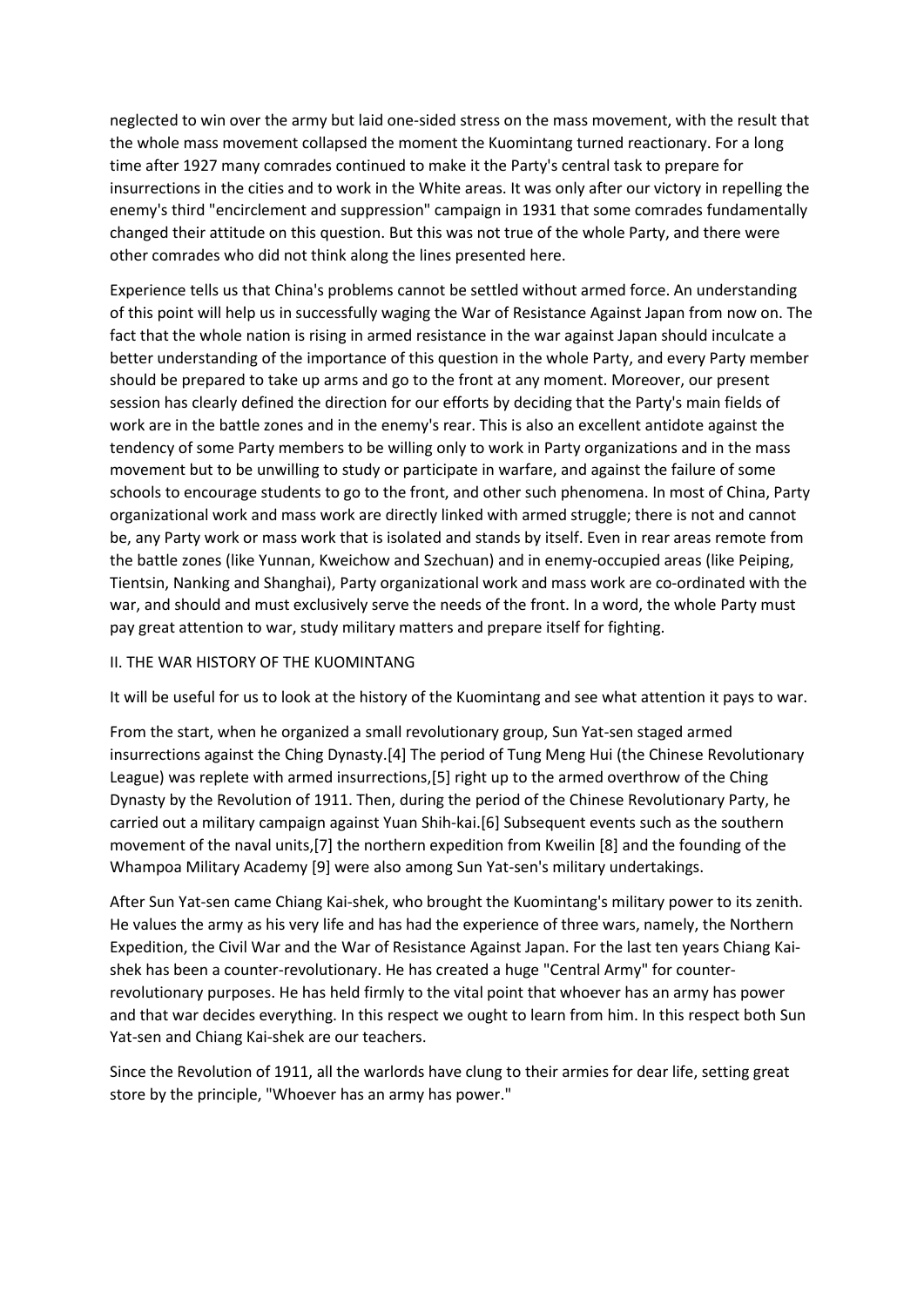neglected to win over the army but laid one-sided stress on the mass movement, with the result that the whole mass movement collapsed the moment the Kuomintang turned reactionary. For a long time after 1927 many comrades continued to make it the Party's central task to prepare for insurrections in the cities and to work in the White areas. It was only after our victory in repelling the enemy's third "encirclement and suppression" campaign in 1931 that some comrades fundamentally changed their attitude on this question. But this was not true of the whole Party, and there were other comrades who did not think along the lines presented here.

Experience tells us that China's problems cannot be settled without armed force. An understanding of this point will help us in successfully waging the War of Resistance Against Japan from now on. The fact that the whole nation is rising in armed resistance in the war against Japan should inculcate a better understanding of the importance of this question in the whole Party, and every Party member should be prepared to take up arms and go to the front at any moment. Moreover, our present session has clearly defined the direction for our efforts by deciding that the Party's main fields of work are in the battle zones and in the enemy's rear. This is also an excellent antidote against the tendency of some Party members to be willing only to work in Party organizations and in the mass movement but to be unwilling to study or participate in warfare, and against the failure of some schools to encourage students to go to the front, and other such phenomena. In most of China, Party organizational work and mass work are directly linked with armed struggle; there is not and cannot be, any Party work or mass work that is isolated and stands by itself. Even in rear areas remote from the battle zones (like Yunnan, Kweichow and Szechuan) and in enemy-occupied areas (like Peiping, Tientsin, Nanking and Shanghai), Party organizational work and mass work are co-ordinated with the war, and should and must exclusively serve the needs of the front. In a word, the whole Party must pay great attention to war, study military matters and prepare itself for fighting.

## II. THE WAR HISTORY OF THE KUOMINTANG

It will be useful for us to look at the history of the Kuomintang and see what attention it pays to war.

From the start, when he organized a small revolutionary group, Sun Yat-sen staged armed insurrections against the Ching Dynasty.[4] The period of Tung Meng Hui (the Chinese Revolutionary League) was replete with armed insurrections,[5] right up to the armed overthrow of the Ching Dynasty by the Revolution of 1911. Then, during the period of the Chinese Revolutionary Party, he carried out a military campaign against Yuan Shih-kai.[6] Subsequent events such as the southern movement of the naval units,[7] the northern expedition from Kweilin [8] and the founding of the Whampoa Military Academy [9] were also among Sun Yat-sen's military undertakings.

After Sun Yat-sen came Chiang Kai-shek, who brought the Kuomintang's military power to its zenith. He values the army as his very life and has had the experience of three wars, namely, the Northern Expedition, the Civil War and the War of Resistance Against Japan. For the last ten years Chiang Kai-shek has been a counter-revolutionary. He has created a huge "Central Army" for counter-revolutionary purposes. He has held firmly to the vital point that whoever has an army has power and that war decides everything. In this respect we ought to learn from him. In this respect both Sun Yat-sen and Chiang Kai-shek are our teachers.

Since the Revolution of 1911, all the warlords have clung to their armies for dear life, setting great store by the principle, "Whoever has an army has power."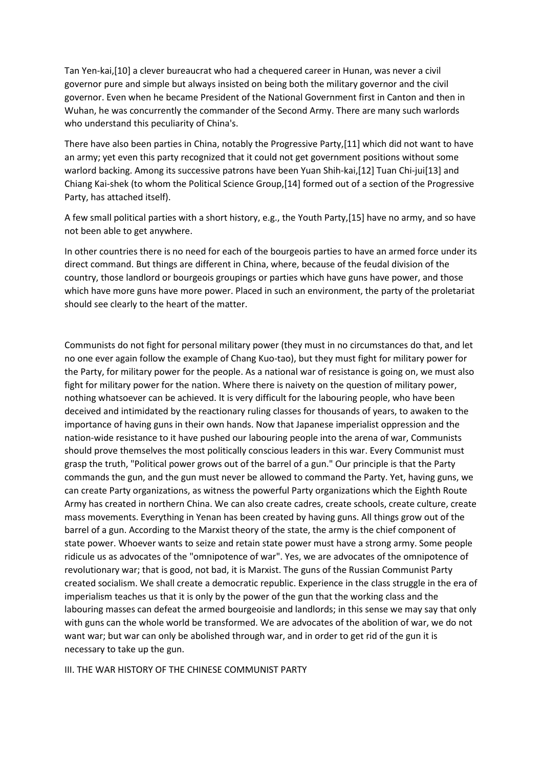Tan Yen-kai,[10] a clever bureaucrat who had a chequered career in Hunan, was never a civil governor pure and simple but always insisted on being both the military governor and the civil governor. Even when he became President of the National Government first in Canton and then in Wuhan, he was concurrently the commander of the Second Army. There are many such warlords who understand this peculiarity of China's.

There have also been parties in China, notably the Progressive Party,[11] which did not want to have an army; yet even this party recognized that it could not get government positions without some warlord backing. Among its successive patrons have been Yuan Shih-kai,[12] Tuan Chi-jui[13] and Chiang Kai-shek (to whom the Political Science Group,[14] formed out of a section of the Progressive Party, has attached itself).

A few small political parties with a short history, e.g., the Youth Party,[15] have no army, and so have not been able to get anywhere.

In other countries there is no need for each of the bourgeois parties to have an armed force under its direct command. But things are different in China, where, because of the feudal division of the country, those landlord or bourgeois groupings or parties which have guns have power, and those which have more guns have more power. Placed in such an environment, the party of the proletariat should see clearly to the heart of the matter.

Communists do not fight for personal military power (they must in no circumstances do that, and let no one ever again follow the example of Chang Kuo-tao), but they must fight for military power for the Party, for military power for the people. As a national war of resistance is going on, we must also fight for military power for the nation. Where there is naivety on the question of military power, nothing whatsoever can be achieved. It is very difficult for the labouring people, who have been deceived and intimidated by the reactionary ruling classes for thousands of years, to awaken to the importance of having guns in their own hands. Now that Japanese imperialist oppression and the nation-wide resistance to it have pushed our labouring people into the arena of war, Communists should prove themselves the most politically conscious leaders in this war. Every Communist must grasp the truth, "Political power grows out of the barrel of a gun." Our principle is that the Party commands the gun, and the gun must never be allowed to command the Party. Yet, having guns, we can create Party organizations, as witness the powerful Party organizations which the Eighth Route Army has created in northern China. We can also create cadres, create schools, create culture, create mass movements. Everything in Yenan has been created by having guns. All things grow out of the barrel of a gun. According to the Marxist theory of the state, the army is the chief component of state power. Whoever wants to seize and retain state power must have a strong army. Some people ridicule us as advocates of the "omnipotence of war". Yes, we are advocates of the omnipotence of revolutionary war; that is good, not bad, it is Marxist. The guns of the Russian Communist Party created socialism. We shall create a democratic republic. Experience in the class struggle in the era of imperialism teaches us that it is only by the power of the gun that the working class and the labouring masses can defeat the armed bourgeoisie and landlords; in this sense we may say that only with guns can the whole world be transformed. We are advocates of the abolition of war, we do not want war; but war can only be abolished through war, and in order to get rid of the gun it is necessary to take up the gun.

## III. THE WAR HISTORY OF THE CHINESE COMMUNIST PARTY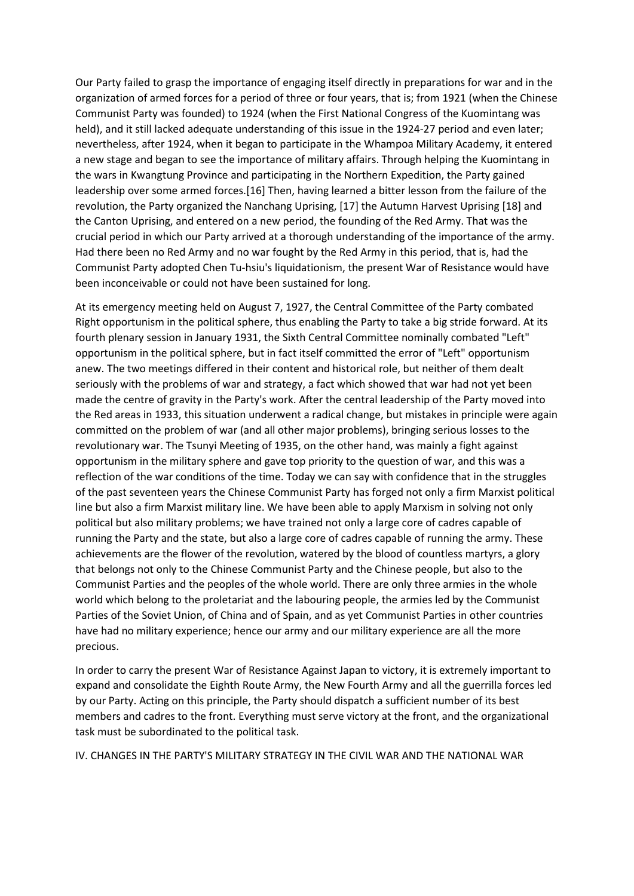Our Party failed to grasp the importance of engaging itself directly in preparations for war and in the organization of armed forces for a period of three or four years, that is; from 1921 (when the Chinese Communist Party was founded) to 1924 (when the First National Congress of the Kuomintang was held), and it still lacked adequate understanding of this issue in the 1924-27 period and even later; nevertheless, after 1924, when it began to participate in the Whampoa Military Academy, it entered a new stage and began to see the importance of military affairs. Through helping the Kuomintang in the wars in Kwangtung Province and participating in the Northern Expedition, the Party gained leadership over some armed forces.[16] Then, having learned a bitter lesson from the failure of the revolution, the Party organized the Nanchang Uprising, [17] the Autumn Harvest Uprising [18] and the Canton Uprising, and entered on a new period, the founding of the Red Army. That was the crucial period in which our Party arrived at a thorough understanding of the importance of the army. Had there been no Red Army and no war fought by the Red Army in this period, that is, had the Communist Party adopted Chen Tu-hsiu's liquidationism, the present War of Resistance would have been inconceivable or could not have been sustained for long.

At its emergency meeting held on August 7, 1927, the Central Committee of the Party combated Right opportunism in the political sphere, thus enabling the Party to take a big stride forward. At its fourth plenary session in January 1931, the Sixth Central Committee nominally combated "Left" opportunism in the political sphere, but in fact itself committed the error of "Left" opportunism anew. The two meetings differed in their content and historical role, but neither of them dealt seriously with the problems of war and strategy, a fact which showed that war had not yet been made the centre of gravity in the Party's work. After the central leadership of the Party moved into the Red areas in 1933, this situation underwent a radical change, but mistakes in principle were again committed on the problem of war (and all other major problems), bringing serious losses to the revolutionary war. The Tsunyi Meeting of 1935, on the other hand, was mainly a fight against opportunism in the military sphere and gave top priority to the question of war, and this was a reflection of the war conditions of the time. Today we can say with confidence that in the struggles of the past seventeen years the Chinese Communist Party has forged not only a firm Marxist political line but also a firm Marxist military line. We have been able to apply Marxism in solving not only political but also military problems; we have trained not only a large core of cadres capable of running the Party and the state, but also a large core of cadres capable of running the army. These achievements are the flower of the revolution, watered by the blood of countless martyrs, a glory that belongs not only to the Chinese Communist Party and the Chinese people, but also to the Communist Parties and the peoples of the whole world. There are only three armies in the whole world which belong to the proletariat and the labouring people, the armies led by the Communist Parties of the Soviet Union, of China and of Spain, and as yet Communist Parties in other countries have had no military experience; hence our army and our military experience are all the more precious.

In order to carry the present War of Resistance Against Japan to victory, it is extremely important to expand and consolidate the Eighth Route Army, the New Fourth Army and all the guerrilla forces led by our Party. Acting on this principle, the Party should dispatch a sufficient number of its best members and cadres to the front. Everything must serve victory at the front, and the organizational task must be subordinated to the political task.

## IV. CHANGES IN THE PARTY'S MILITARY STRATEGY IN THE CIVIL WAR AND THE NATIONAL WAR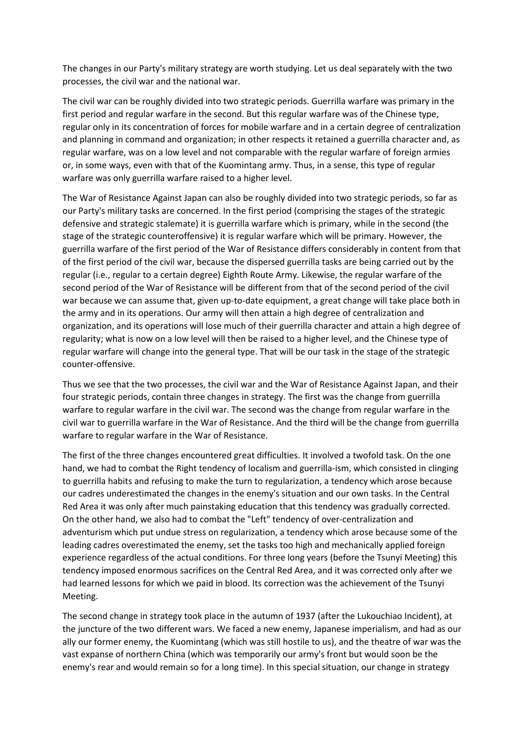The changes in our Party's military strategy are worth studying. Let us deal separately with the two processes, the civil war and the national war.

The civil war can be roughly divided into two strategic periods. Guerrilla warfare was primary in the first period and regular warfare in the second. But this regular warfare was of the Chinese type, regular only in its concentration of forces for mobile warfare and in a certain degree of centralization and planning in command and organization; in other respects it retained a guerrilla character and, as regular warfare, was on a low level and not comparable with the regular warfare of foreign armies or, in some ways, even with that of the Kuomintang army. Thus, in a sense, this type of regular warfare was only guerrilla warfare raised to a higher level.

The War of Resistance Against Japan can also be roughly divided into two strategic periods, so far as our Party's military tasks are concerned. In the first period (comprising the stages of the strategic defensive and strategic stalemate) it is guerrilla warfare which is primary, while in the second (the stage of the strategic counteroffensive) it is regular warfare which will be primary. However, the guerrilla warfare of the first period of the War of Resistance differs considerably in content from that of the first period of the civil war, because the dispersed guerrilla tasks are being carried out by the regular (i.e., regular to a certain degree) Eighth Route Army. Likewise, the regular warfare of the second period of the War of Resistance will be different from that of the second period of the civil war because we can assume that, given up-to-date equipment, a great change will take place both in the army and in its operations. Our army will then attain a high degree of centralization and organization, and its operations will lose much of their guerrilla character and attain a high degree of regularity; what is now on a low level will then be raised to a higher level, and the Chinese type of regular warfare will change into the general type. That will be our task in the stage of the strategic counter-offensive.

Thus we see that the two processes, the civil war and the War of Resistance Against Japan, and their four strategic periods, contain three changes in strategy. The first was the change from guerrilla warfare to regular warfare in the civil war. The second was the change from regular warfare in the civil war to guerrilla warfare in the War of Resistance. And the third will be the change from guerrilla warfare to regular warfare in the War of Resistance.

The first of the three changes encountered great difficulties. It involved a twofold task. On the one hand, we had to combat the Right tendency of localism and guerrilla-ism, which consisted in clinging to guerrilla habits and refusing to make the turn to regularization, a tendency which arose because our cadres underestimated the changes in the enemy's situation and our own tasks. In the Central Red Area it was only after much painstaking education that this tendency was gradually corrected. On the other hand, we also had to combat the "Left" tendency of over-centralization and adventurism which put undue stress on regularization, a tendency which arose because some of the leading cadres overestimated the enemy, set the tasks too high and mechanically applied foreign experience regardless of the actual conditions. For three long years (before the Tsunyi Meeting) this tendency imposed enormous sacrifices on the Central Red Area, and it was corrected only after we had learned lessons for which we paid in blood. Its correction was the achievement of the Tsunyi Meeting.

The second change in strategy took place in the autumn of 1937 (after the Lukouchiao Incident), at the juncture of the two different wars. We faced a new enemy, Japanese imperialism, and had as our ally our former enemy, the Kuomintang (which was still hostile to us), and the theatre of war was the vast expanse of northern China (which was temporarily our army's front but would soon be the enemy's rear and would remain so for a long time). In this special situation, our change in strategy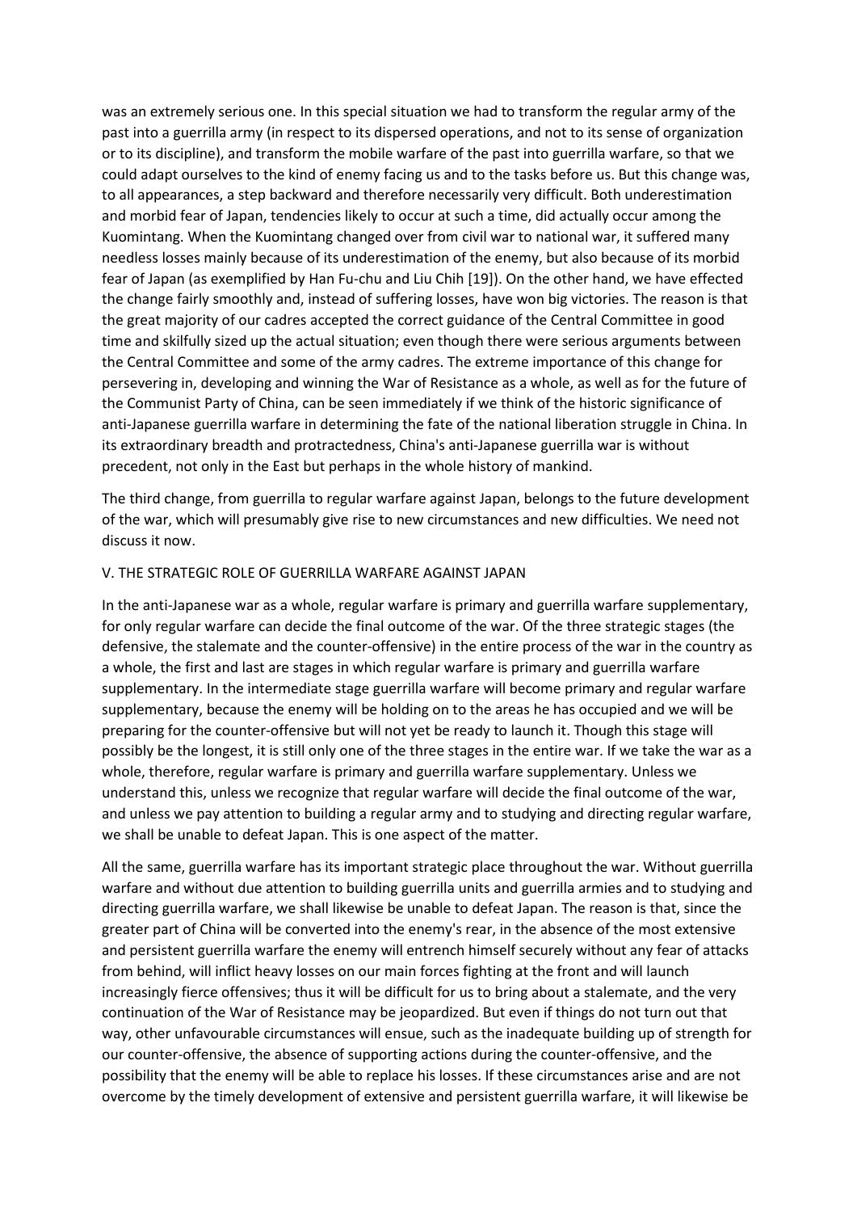was an extremely serious one. In this special situation we had to transform the regular army of the past into a guerrilla army (in respect to its dispersed operations, and not to its sense of organization or to its discipline), and transform the mobile warfare of the past into guerrilla warfare, so that we could adapt ourselves to the kind of enemy facing us and to the tasks before us. But this change was, to all appearances, a step backward and therefore necessarily very difficult. Both underestimation and morbid fear of Japan, tendencies likely to occur at such a time, did actually occur among the Kuomintang. When the Kuomintang changed over from civil war to national war, it suffered many needless losses mainly because of its underestimation of the enemy, but also because of its morbid fear of Japan (as exemplified by Han Fu-chu and Liu Chih [19]). On the other hand, we have effected the change fairly smoothly and, instead of suffering losses, have won big victories. The reason is that the great majority of our cadres accepted the correct guidance of the Central Committee in good time and skilfully sized up the actual situation; even though there were serious arguments between the Central Committee and some of the army cadres. The extreme importance of this change for persevering in, developing and winning the War of Resistance as a whole, as well as for the future of the Communist Party of China, can be seen immediately if we think of the historic significance of anti-Japanese guerrilla warfare in determining the fate of the national liberation struggle in China. In its extraordinary breadth and protractedness, China's anti-Japanese guerrilla war is without precedent, not only in the East but perhaps in the whole history of mankind.

The third change, from guerrilla to regular warfare against Japan, belongs to the future development of the war, which will presumably give rise to new circumstances and new difficulties. We need not discuss it now.

## V. THE STRATEGIC ROLE OF GUERRILLA WARFARE AGAINST JAPAN

In the anti-Japanese war as a whole, regular warfare is primary and guerrilla warfare supplementary, for only regular warfare can decide the final outcome of the war. Of the three strategic stages (the defensive, the stalemate and the counter-offensive) in the entire process of the war in the country as a whole, the first and last are stages in which regular warfare is primary and guerrilla warfare supplementary. In the intermediate stage guerrilla warfare will become primary and regular warfare supplementary, because the enemy will be holding on to the areas he has occupied and we will be preparing for the counter-offensive but will not yet be ready to launch it. Though this stage will possibly be the longest, it is still only one of the three stages in the entire war. If we take the war as a whole, therefore, regular warfare is primary and guerrilla warfare supplementary. Unless we understand this, unless we recognize that regular warfare will decide the final outcome of the war, and unless we pay attention to building a regular army and to studying and directing regular warfare, we shall be unable to defeat Japan. This is one aspect of the matter.

All the same, guerrilla warfare has its important strategic place throughout the war. Without guerrilla warfare and without due attention to building guerrilla units and guerrilla armies and to studying and directing guerrilla warfare, we shall likewise be unable to defeat Japan. The reason is that, since the greater part of China will be converted into the enemy's rear, in the absence of the most extensive and persistent guerrilla warfare the enemy will entrench himself securely without any fear of attacks from behind, will inflict heavy losses on our main forces fighting at the front and will launch increasingly fierce offensives; thus it will be difficult for us to bring about a stalemate, and the very continuation of the War of Resistance may be jeopardized. But even if things do not turn out that way, other unfavourable circumstances will ensue, such as the inadequate building up of strength for our counter-offensive, the absence of supporting actions during the counter-offensive, and the possibility that the enemy will be able to replace his losses. If these circumstances arise and are not overcome by the timely development of extensive and persistent guerrilla warfare, it will likewise be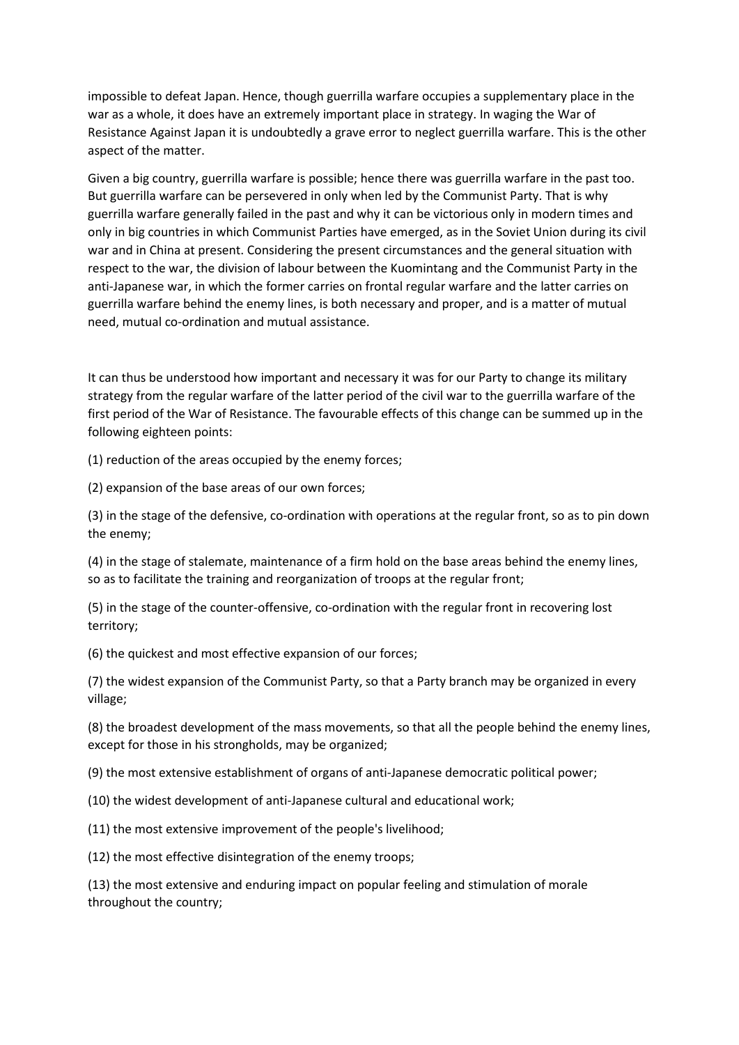impossible to defeat Japan. Hence, though guerrilla warfare occupies a supplementary place in the war as a whole, it does have an extremely important place in strategy. In waging the War of Resistance Against Japan it is undoubtedly a grave error to neglect guerrilla warfare. This is the other aspect of the matter.

Given a big country, guerrilla warfare is possible; hence there was guerrilla warfare in the past too. But guerrilla warfare can be persevered in only when led by the Communist Party. That is why guerrilla warfare generally failed in the past and why it can be victorious only in modern times and only in big countries in which Communist Parties have emerged, as in the Soviet Union during its civil war and in China at present. Considering the present circumstances and the general situation with respect to the war, the division of labour between the Kuomintang and the Communist Party in the anti-Japanese war, in which the former carries on frontal regular warfare and the latter carries on guerrilla warfare behind the enemy lines, is both necessary and proper, and is a matter of mutual need, mutual co-ordination and mutual assistance.

It can thus be understood how important and necessary it was for our Party to change its military strategy from the regular warfare of the latter period of the civil war to the guerrilla warfare of the first period of the War of Resistance. The favourable effects of this change can be summed up in the following eighteen points:

(1) reduction of the areas occupied by the enemy forces;

(2) expansion of the base areas of our own forces;

(3) in the stage of the defensive, co-ordination with operations at the regular front, so as to pin down the enemy;

(4) in the stage of stalemate, maintenance of a firm hold on the base areas behind the enemy lines, so as to facilitate the training and reorganization of troops at the regular front;

(5) in the stage of the counter-offensive, co-ordination with the regular front in recovering lost territory;

(6) the quickest and most effective expansion of our forces;

(7) the widest expansion of the Communist Party, so that a Party branch may be organized in every village;

(8) the broadest development of the mass movements, so that all the people behind the enemy lines, except for those in his strongholds, may be organized;

(9) the most extensive establishment of organs of anti-Japanese democratic political power;

(10) the widest development of anti-Japanese cultural and educational work;

(11) the most extensive improvement of the people's livelihood;

(12) the most effective disintegration of the enemy troops;

(13) the most extensive and enduring impact on popular feeling and stimulation of morale throughout the country;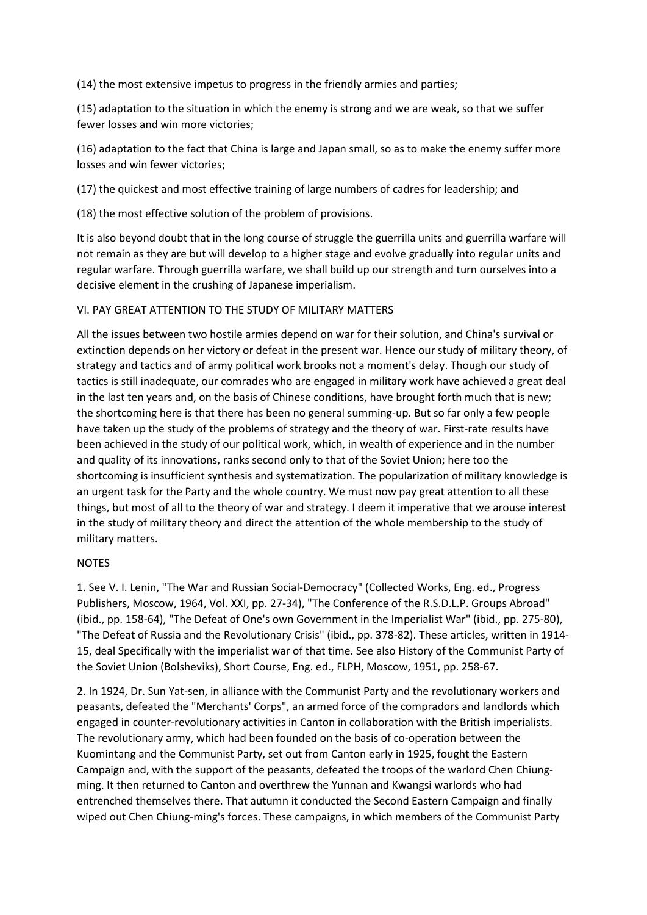(14) the most extensive impetus to progress in the friendly armies and parties;

(15) adaptation to the situation in which the enemy is strong and we are weak, so that we suffer fewer losses and win more victories;

(16) adaptation to the fact that China is large and Japan small, so as to make the enemy suffer more losses and win fewer victories;

(17) the quickest and most effective training of large numbers of cadres for leadership; and

(18) the most effective solution of the problem of provisions.

It is also beyond doubt that in the long course of struggle the guerrilla units and guerrilla warfare will not remain as they are but will develop to a higher stage and evolve gradually into regular units and regular warfare. Through guerrilla warfare, we shall build up our strength and turn ourselves into a decisive element in the crushing of Japanese imperialism.

## VI. PAY GREAT ATTENTION TO THE STUDY OF MILITARY MATTERS

All the issues between two hostile armies depend on war for their solution, and China's survival or extinction depends on her victory or defeat in the present war. Hence our study of military theory, of strategy and tactics and of army political work brooks not a moment's delay. Though our study of tactics is still inadequate, our comrades who are engaged in military work have achieved a great deal in the last ten years and, on the basis of Chinese conditions, have brought forth much that is new; the shortcoming here is that there has been no general summing-up. But so far only a few people have taken up the study of the problems of strategy and the theory of war. First-rate results have been achieved in the study of our political work, which, in wealth of experience and in the number and quality of its innovations, ranks second only to that of the Soviet Union; here too the shortcoming is insufficient synthesis and systematization. The popularization of military knowledge is an urgent task for the Party and the whole country. We must now pay great attention to all these things, but most of all to the theory of war and strategy. I deem it imperative that we arouse interest in the study of military theory and direct the attention of the whole membership to the study of military matters.

## NOTES

1. See V. I. Lenin, "The War and Russian Social-Democracy" (Collected Works, Eng. ed., Progress Publishers, Moscow, 1964, Vol. XXI, pp. 27-34), "The Conference of the R.S.D.L.P. Groups Abroad" (ibid., pp. 158-64), "The Defeat of One's own Government in the Imperialist War" (ibid., pp. 275-80), "The Defeat of Russia and the Revolutionary Crisis" (ibid., pp. 378-82). These articles, written in 1914-15, deal Specifically with the imperialist war of that time. See also History of the Communist Party of the Soviet Union (Bolsheviks), Short Course, Eng. ed., FLPH, Moscow, 1951, pp. 258-67.

2. In 1924, Dr. Sun Yat-sen, in alliance with the Communist Party and the revolutionary workers and peasants, defeated the "Merchants' Corps", an armed force of the compradors and landlords which engaged in counter-revolutionary activities in Canton in collaboration with the British imperialists. The revolutionary army, which had been founded on the basis of co-operation between the Kuomintang and the Communist Party, set out from Canton early in 1925, fought the Eastern Campaign and, with the support of the peasants, defeated the troops of the warlord Chen Chiung-ming. It then returned to Canton and overthrew the Yunnan and Kwangsi warlords who had entrenched themselves there. That autumn it conducted the Second Eastern Campaign and finally wiped out Chen Chiung-ming's forces. These campaigns, in which members of the Communist Party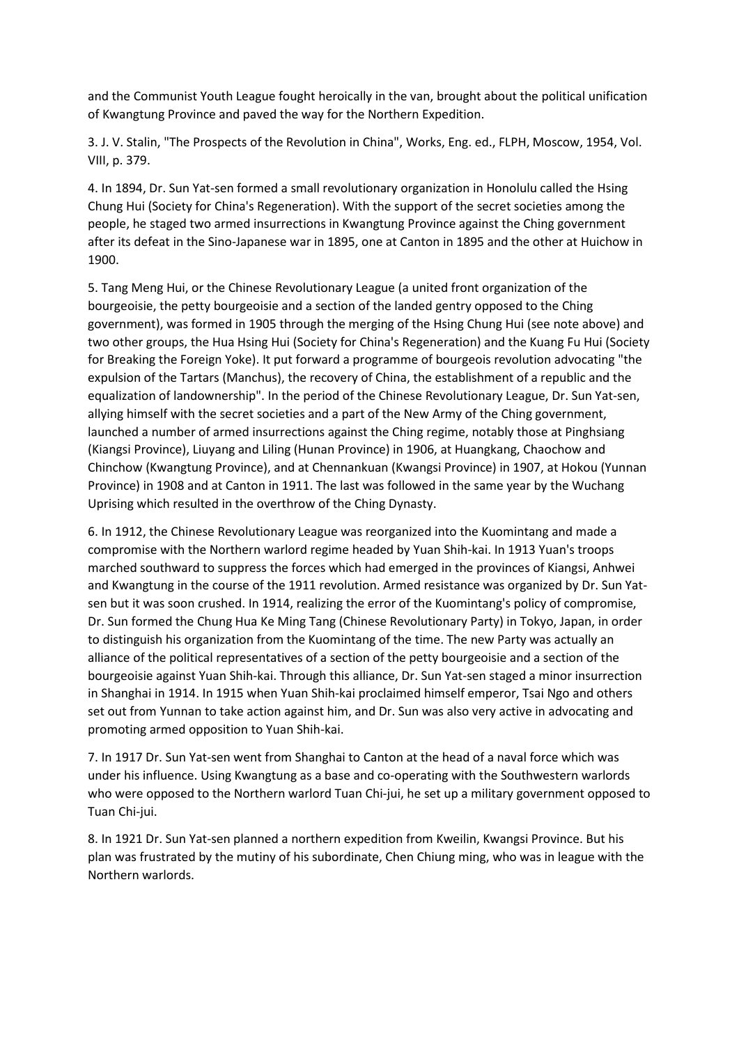and the Communist Youth League fought heroically in the van, brought about the political unification of Kwangtung Province and paved the way for the Northern Expedition.

3. J. V. Stalin, "The Prospects of the Revolution in China", Works, Eng. ed., FLPH, Moscow, 1954, Vol. VIII, p. 379.

4. In 1894, Dr. Sun Yat-sen formed a small revolutionary organization in Honolulu called the Hsing Chung Hui (Society for China's Regeneration). With the support of the secret societies among the people, he staged two armed insurrections in Kwangtung Province against the Ching government after its defeat in the Sino-Japanese war in 1895, one at Canton in 1895 and the other at Huichow in 1900.

5. Tang Meng Hui, or the Chinese Revolutionary League (a united front organization of the bourgeoisie, the petty bourgeoisie and a section of the landed gentry opposed to the Ching government), was formed in 1905 through the merging of the Hsing Chung Hui (see note above) and two other groups, the Hua Hsing Hui (Society for China's Regeneration) and the Kuang Fu Hui (Society for Breaking the Foreign Yoke). It put forward a programme of bourgeois revolution advocating "the expulsion of the Tartars (Manchus), the recovery of China, the establishment of a republic and the equalization of landownership". In the period of the Chinese Revolutionary League, Dr. Sun Yat-sen, allying himself with the secret societies and a part of the New Army of the Ching government, launched a number of armed insurrections against the Ching regime, notably those at Pinghsiang (Kiangsi Province), Liuyang and Liling (Hunan Province) in 1906, at Huangkang, Chaochow and Chinchow (Kwangtung Province), and at Chennankuan (Kwangsi Province) in 1907, at Hokou (Yunnan Province) in 1908 and at Canton in 1911. The last was followed in the same year by the Wuchang Uprising which resulted in the overthrow of the Ching Dynasty.

6. In 1912, the Chinese Revolutionary League was reorganized into the Kuomintang and made a compromise with the Northern warlord regime headed by Yuan Shih-kai. In 1913 Yuan's troops marched southward to suppress the forces which had emerged in the provinces of Kiangsi, Anhwei and Kwangtung in the course of the 1911 revolution. Armed resistance was organized by Dr. Sun Yat-sen but it was soon crushed. In 1914, realizing the error of the Kuomintang's policy of compromise, Dr. Sun formed the Chung Hua Ke Ming Tang (Chinese Revolutionary Party) in Tokyo, Japan, in order to distinguish his organization from the Kuomintang of the time. The new Party was actually an alliance of the political representatives of a section of the petty bourgeoisie and a section of the bourgeoisie against Yuan Shih-kai. Through this alliance, Dr. Sun Yat-sen staged a minor insurrection in Shanghai in 1914. In 1915 when Yuan Shih-kai proclaimed himself emperor, Tsai Ngo and others set out from Yunnan to take action against him, and Dr. Sun was also very active in advocating and promoting armed opposition to Yuan Shih-kai.

7. In 1917 Dr. Sun Yat-sen went from Shanghai to Canton at the head of a naval force which was under his influence. Using Kwangtung as a base and co-operating with the Southwestern warlords who were opposed to the Northern warlord Tuan Chi-jui, he set up a military government opposed to Tuan Chi-jui.

8. In 1921 Dr. Sun Yat-sen planned a northern expedition from Kweilin, Kwangsi Province. But his plan was frustrated by the mutiny of his subordinate, Chen Chiung ming, who was in league with the Northern warlords.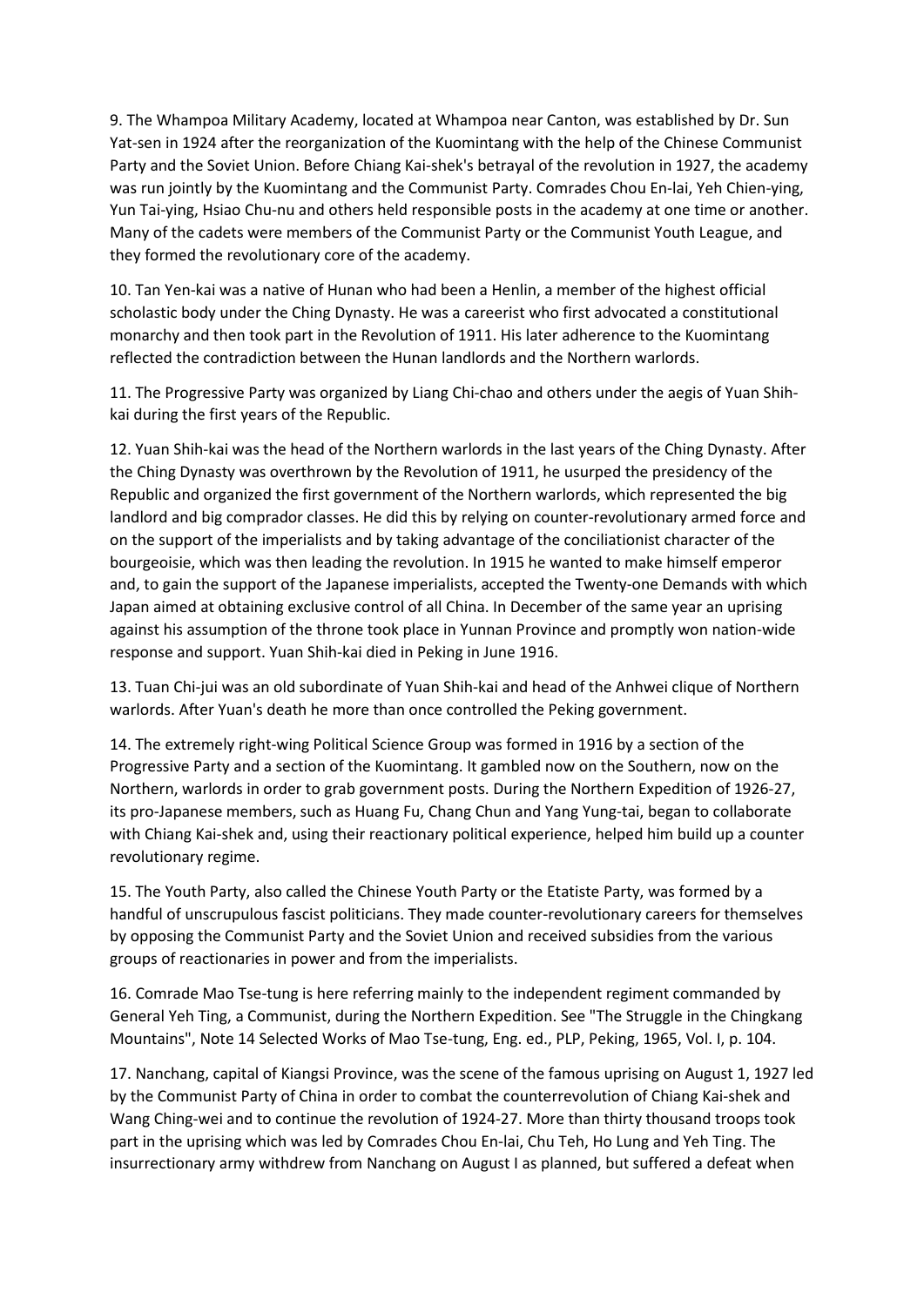9. The Whampoa Military Academy, located at Whampoa near Canton, was established by Dr. Sun Yat-sen in 1924 after the reorganization of the Kuomintang with the help of the Chinese Communist Party and the Soviet Union. Before Chiang Kai-shek's betrayal of the revolution in 1927, the academy was run jointly by the Kuomintang and the Communist Party. Comrades Chou En-lai, Yeh Chien-ying, Yun Tai-ying, Hsiao Chu-nu and others held responsible posts in the academy at one time or another. Many of the cadets were members of the Communist Party or the Communist Youth League, and they formed the revolutionary core of the academy.

10. Tan Yen-kai was a native of Hunan who had been a Henlin, a member of the highest official scholastic body under the Ching Dynasty. He was a careerist who first advocated a constitutional monarchy and then took part in the Revolution of 1911. His later adherence to the Kuomintang reflected the contradiction between the Hunan landlords and the Northern warlords.

11. The Progressive Party was organized by Liang Chi-chao and others under the aegis of Yuan Shih-kai during the first years of the Republic.

12. Yuan Shih-kai was the head of the Northern warlords in the last years of the Ching Dynasty. After the Ching Dynasty was overthrown by the Revolution of 1911, he usurped the presidency of the Republic and organized the first government of the Northern warlords, which represented the big landlord and big comprador classes. He did this by relying on counter-revolutionary armed force and on the support of the imperialists and by taking advantage of the conciliationist character of the bourgeoisie, which was then leading the revolution. In 1915 he wanted to make himself emperor and, to gain the support of the Japanese imperialists, accepted the Twenty-one Demands with which Japan aimed at obtaining exclusive control of all China. In December of the same year an uprising against his assumption of the throne took place in Yunnan Province and promptly won nation-wide response and support. Yuan Shih-kai died in Peking in June 1916.

13. Tuan Chi-jui was an old subordinate of Yuan Shih-kai and head of the Anhwei clique of Northern warlords. After Yuan's death he more than once controlled the Peking government.

14. The extremely right-wing Political Science Group was formed in 1916 by a section of the Progressive Party and a section of the Kuomintang. It gambled now on the Southern, now on the Northern, warlords in order to grab government posts. During the Northern Expedition of 1926-27, its pro-Japanese members, such as Huang Fu, Chang Chun and Yang Yung-tai, began to collaborate with Chiang Kai-shek and, using their reactionary political experience, helped him build up a counter revolutionary regime.

15. The Youth Party, also called the Chinese Youth Party or the Etatiste Party, was formed by a handful of unscrupulous fascist politicians. They made counter-revolutionary careers for themselves by opposing the Communist Party and the Soviet Union and received subsidies from the various groups of reactionaries in power and from the imperialists.

16. Comrade Mao Tse-tung is here referring mainly to the independent regiment commanded by General Yeh Ting, a Communist, during the Northern Expedition. See "The Struggle in the Chingkang Mountains", Note 14 Selected Works of Mao Tse-tung, Eng. ed., PLP, Peking, 1965, Vol. I, p. 104.

17. Nanchang, capital of Kiangsi Province, was the scene of the famous uprising on August 1, 1927 led by the Communist Party of China in order to combat the counterrevolution of Chiang Kai-shek and Wang Ching-wei and to continue the revolution of 1924-27. More than thirty thousand troops took part in the uprising which was led by Comrades Chou En-lai, Chu Teh, Ho Lung and Yeh Ting. The insurrectionary army withdrew from Nanchang on August I as planned, but suffered a defeat when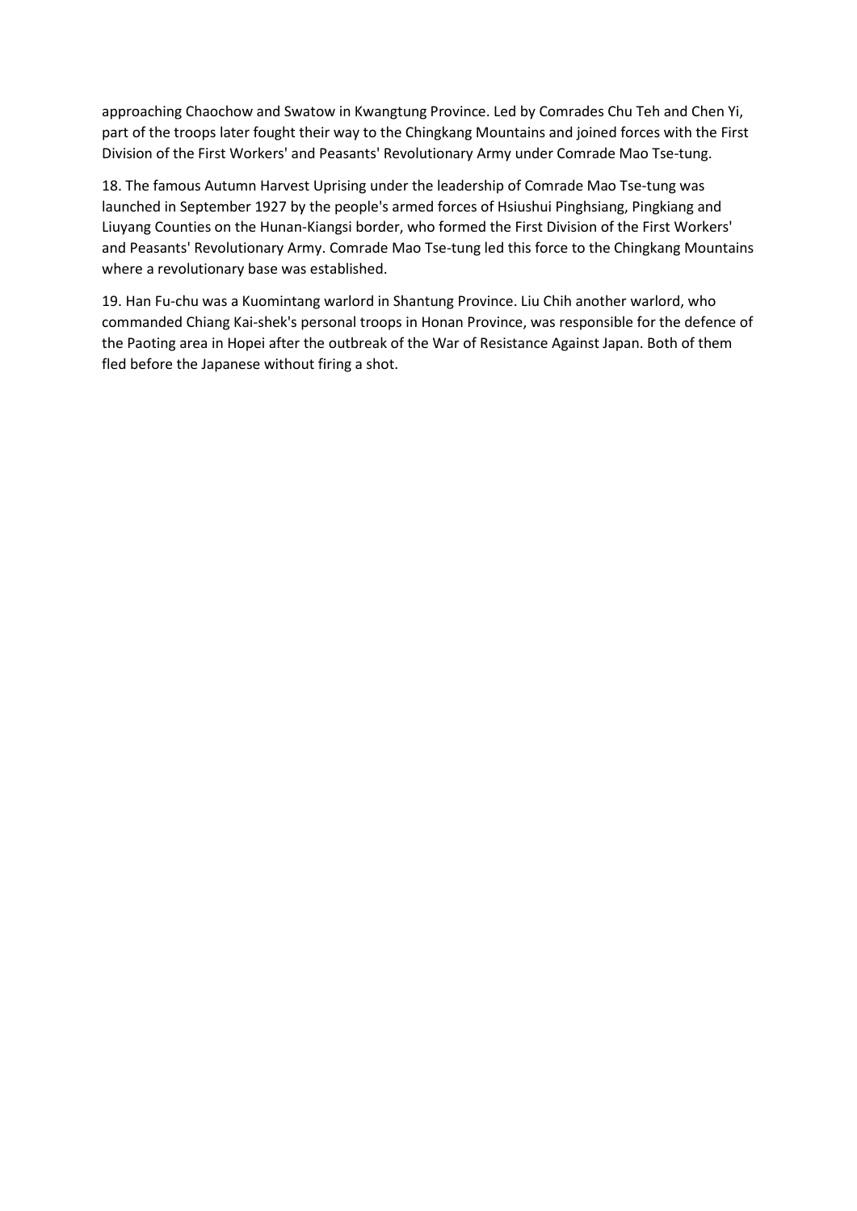approaching Chaochow and Swatow in Kwangtung Province. Led by Comrades Chu Teh and Chen Yi, part of the troops later fought their way to the Chingkang Mountains and joined forces with the First Division of the First Workers' and Peasants' Revolutionary Army under Comrade Mao Tse-tung.

18. The famous Autumn Harvest Uprising under the leadership of Comrade Mao Tse-tung was launched in September 1927 by the people's armed forces of Hsiushui Pinghsiang, Pingkiang and Liuyang Counties on the Hunan-Kiangsi border, who formed the First Division of the First Workers' and Peasants' Revolutionary Army. Comrade Mao Tse-tung led this force to the Chingkang Mountains where a revolutionary base was established.

19. Han Fu-chu was a Kuomintang warlord in Shantung Province. Liu Chih another warlord, who commanded Chiang Kai-shek's personal troops in Honan Province, was responsible for the defence of the Paoting area in Hopei after the outbreak of the War of Resistance Against Japan. Both of them fled before the Japanese without firing a shot.